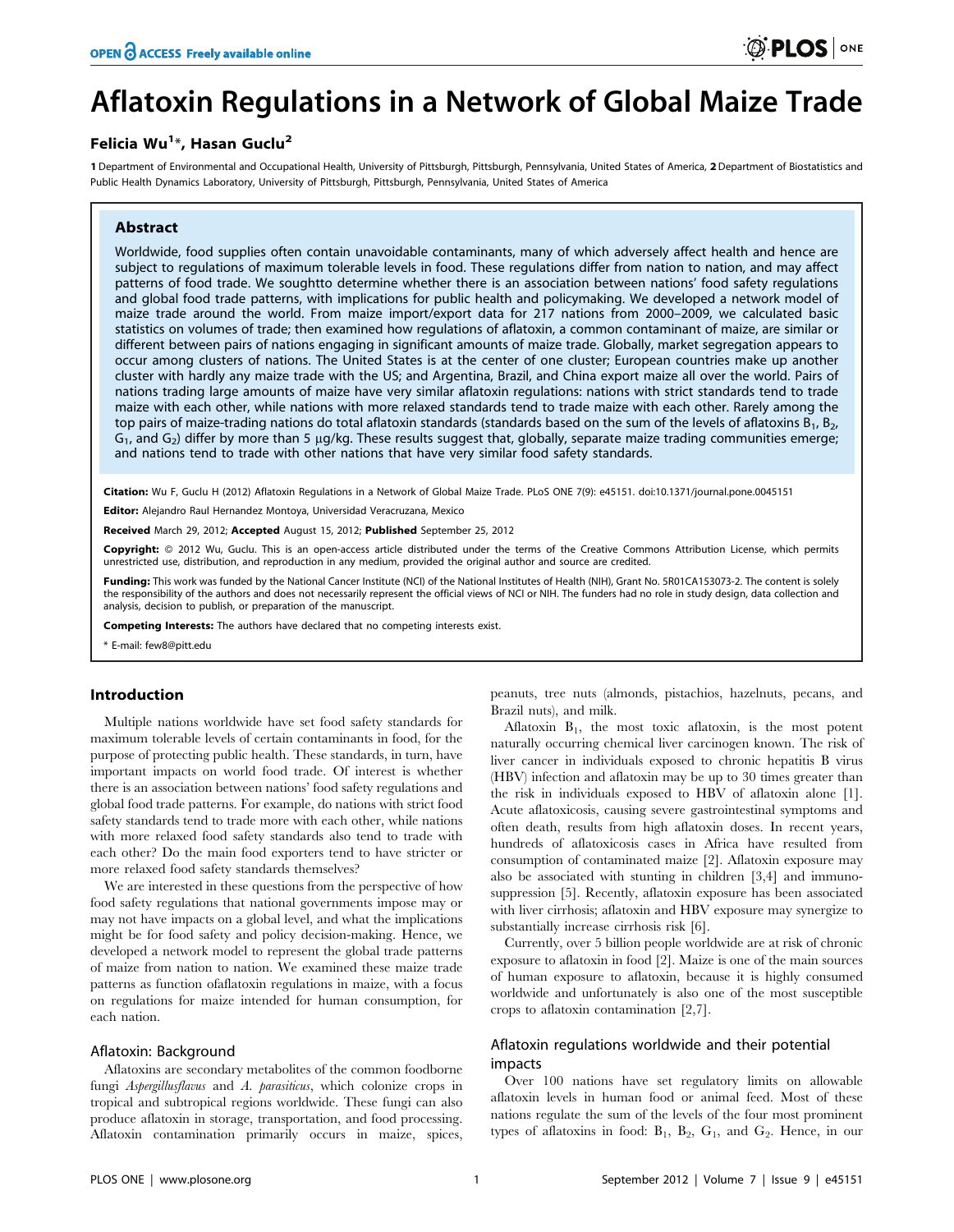# Aflatoxin Regulations in a Network of Global Maize Trade

**Felicia Wu[1]*, Hasan Guclu[2]**

1 Department of Environmental and Occupational Health, University of Pittsburgh, Pittsburgh, Pennsylvania, United States of America, 2 Department of Biostatistics and Public Health Dynamics Laboratory, University of Pittsburgh, Pittsburgh, Pennsylvania, United States of America

## Abstract

Worldwide, food supplies often contain unavoidable contaminants, many of which adversely affect health and hence are subject to regulations of maximum tolerable levels in food. These regulations differ from nation to nation, and may affect patterns of food trade. We soughtto determine whether there is an association between nations' food safety regulations and global food trade patterns, with implications for public health and policymaking. We developed a network model of maize trade around the world. From maize import/export data for 217 nations from 2000–2009, we calculated basic statistics on volumes of trade; then examined how regulations of aflatoxin, a common contaminant of maize, are similar or different between pairs of nations engaging in significant amounts of maize trade. Globally, market segregation appears to occur among clusters of nations. The United States is at the center of one cluster; European countries make up another cluster with hardly any maize trade with the US; and Argentina, Brazil, and China export maize all over the world. Pairs of nations trading large amounts of maize have very similar aflatoxin regulations: nations with strict standards tend to trade maize with each other, while nations with more relaxed standards tend to trade maize with each other. Rarely among the top pairs of maize-trading nations do total aflatoxin standards (standards based on the sum of the levels of aflatoxins $B_1$, $B_2$, $G_1$, and $G_2$) differ by more than 5 μg/kg. These results suggest that, globally, separate maize trading communities emerge; and nations tend to trade with other nations that have very similar food safety standards.

**Citation:** Wu F, Guclu H (2012) Aflatoxin Regulations in a Network of Global Maize Trade. PLoS ONE 7(9): e45151. doi:10.1371/journal.pone.0045151

**Editor:** Alejandro Raul Hernandez Montoya, Universidad Veracruzana, Mexico

**Received** March 29, 2012; **Accepted** August 15, 2012; **Published** September 25, 2012

**Copyright:** © 2012 Wu, Guclu. This is an open-access article distributed under the terms of the Creative Commons Attribution License, which permits unrestricted use, distribution, and reproduction in any medium, provided the original author and source are credited.

**Funding:** This work was funded by the National Cancer Institute (NCI) of the National Institutes of Health (NIH), Grant No. 5R01CA153073-2. The content is solely the responsibility of the authors and does not necessarily represent the official views of NCI or NIH. The funders had no role in study design, data collection and analysis, decision to publish, or preparation of the manuscript.

**Competing Interests:** The authors have declared that no competing interests exist.

\* E-mail: few8@pitt.edu

## Introduction

Multiple nations worldwide have set food safety standards for maximum tolerable levels of certain contaminants in food, for the purpose of protecting public health. These standards, in turn, have important impacts on world food trade. Of interest is whether there is an association between nations' food safety regulations and global food trade patterns. For example, do nations with strict food safety standards tend to trade more with each other, while nations with more relaxed food safety standards also tend to trade with each other? Do the main food exporters tend to have stricter or more relaxed food safety standards themselves?

We are interested in these questions from the perspective of how food safety regulations that national governments impose may or may not have impacts on a global level, and what the implications might be for food safety and policy decision-making. Hence, we developed a network model to represent the global trade patterns of maize from nation to nation. We examined these maize trade patterns as function ofaflatoxin regulations in maize, with a focus on regulations for maize intended for human consumption, for each nation.

### Aflatoxin: Background

Aflatoxins are secondary metabolites of the common foodborne fungi *Aspergillusflavus* and *A. parasiticus*, which colonize crops in tropical and subtropical regions worldwide. These fungi can also produce aflatoxin in storage, transportation, and food processing. Aflatoxin contamination primarily occurs in maize, spices, peanuts, tree nuts (almonds, pistachios, hazelnuts, pecans, and Brazil nuts), and milk.

Aflatoxin $B_1$, the most toxic aflatoxin, is the most potent naturally occurring chemical liver carcinogen known. The risk of liver cancer in individuals exposed to chronic hepatitis B virus (HBV) infection and aflatoxin may be up to 30 times greater than the risk in individuals exposed to HBV of aflatoxin alone [1]. Acute aflatoxicosis, causing severe gastrointestinal symptoms and often death, results from high aflatoxin doses. In recent years, hundreds of aflatoxicosis cases in Africa have resulted from consumption of contaminated maize [2]. Aflatoxin exposure may also be associated with stunting in children [3,4] and immunosuppression [5]. Recently, aflatoxin exposure has been associated with liver cirrhosis; aflatoxin and HBV exposure may synergize to substantially increase cirrhosis risk [6].

Currently, over 5 billion people worldwide are at risk of chronic exposure to aflatoxin in food [2]. Maize is one of the main sources of human exposure to aflatoxin, because it is highly consumed worldwide and unfortunately is also one of the most susceptible crops to aflatoxin contamination [2,7].

### Aflatoxin regulations worldwide and their potential impacts

Over 100 nations have set regulatory limits on allowable aflatoxin levels in human food or animal feed. Most of these nations regulate the sum of the levels of the four most prominent types of aflatoxins in food: $B_1$, $B_2$, $G_1$, and $G_2$. Hence, in our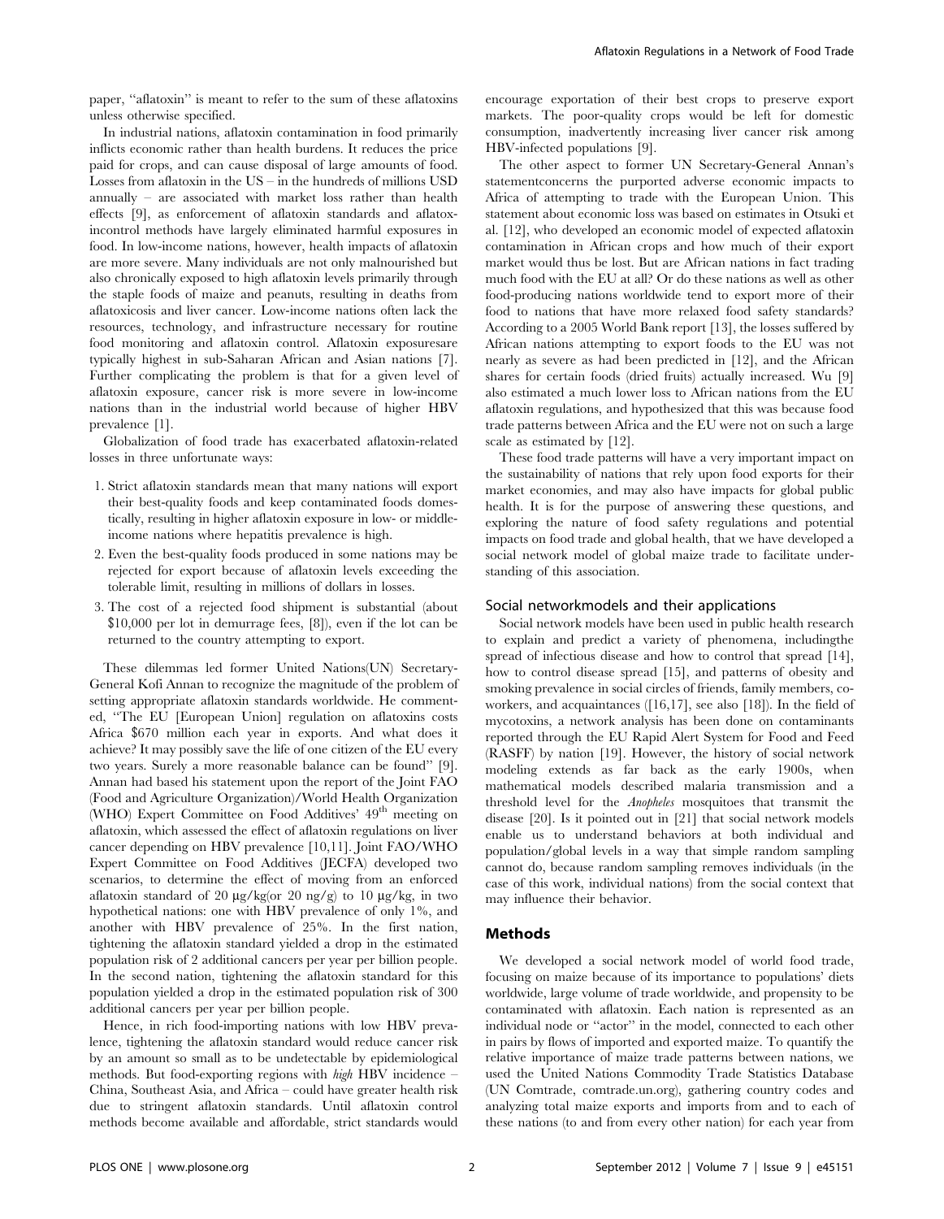paper, "aflatoxin" is meant to refer to the sum of these aflatoxins unless otherwise specified.

In industrial nations, aflatoxin contamination in food primarily inflicts economic rather than health burdens. It reduces the price paid for crops, and can cause disposal of large amounts of food. Losses from aflatoxin in the US – in the hundreds of millions USD annually – are associated with market loss rather than health effects [9], as enforcement of aflatoxin standards and aflatoxincontrol methods have largely eliminated harmful exposures in food. In low-income nations, however, health impacts of aflatoxin are more severe. Many individuals are not only malnourished but also chronically exposed to high aflatoxin levels primarily through the staple foods of maize and peanuts, resulting in deaths from aflatoxicosis and liver cancer. Low-income nations often lack the resources, technology, and infrastructure necessary for routine food monitoring and aflatoxin control. Aflatoxin exposuresare typically highest in sub-Saharan African and Asian nations [7]. Further complicating the problem is that for a given level of aflatoxin exposure, cancer risk is more severe in low-income nations than in the industrial world because of higher HBV prevalence [1].

Globalization of food trade has exacerbated aflatoxin-related losses in three unfortunate ways:

1. Strict aflatoxin standards mean that many nations will export their best-quality foods and keep contaminated foods domestically, resulting in higher aflatoxin exposure in low- or middle-income nations where hepatitis prevalence is high.
2. Even the best-quality foods produced in some nations may be rejected for export because of aflatoxin levels exceeding the tolerable limit, resulting in millions of dollars in losses.
3. The cost of a rejected food shipment is substantial (about $10,000 per lot in demurrage fees, [8]), even if the lot can be returned to the country attempting to export.

These dilemmas led former United Nations(UN) Secretary-General Kofi Annan to recognize the magnitude of the problem of setting appropriate aflatoxin standards worldwide. He commented, "The EU [European Union] regulation on aflatoxins costs Africa $670 million each year in exports. And what does it achieve? It may possibly save the life of one citizen of the EU every two years. Surely a more reasonable balance can be found" [9]. Annan had based his statement upon the report of the Joint FAO (Food and Agriculture Organization)/World Health Organization (WHO) Expert Committee on Food Additives' 49$^{th}$ meeting on aflatoxin, which assessed the effect of aflatoxin regulations on liver cancer depending on HBV prevalence [10,11]. Joint FAO/WHO Expert Committee on Food Additives (JECFA) developed two scenarios, to determine the effect of moving from an enforced aflatoxin standard of 20 μg/kg(or 20 ng/g) to 10 μg/kg, in two hypothetical nations: one with HBV prevalence of only 1%, and another with HBV prevalence of 25%. In the first nation, tightening the aflatoxin standard yielded a drop in the estimated population risk of 2 additional cancers per year per billion people. In the second nation, tightening the aflatoxin standard for this population yielded a drop in the estimated population risk of 300 additional cancers per year per billion people.

Hence, in rich food-importing nations with low HBV prevalence, tightening the aflatoxin standard would reduce cancer risk by an amount so small as to be undetectable by epidemiological methods. But food-exporting regions with *high* HBV incidence – China, Southeast Asia, and Africa – could have greater health risk due to stringent aflatoxin standards. Until aflatoxin control methods become available and affordable, strict standards would encourage exportation of their best crops to preserve export markets. The poor-quality crops would be left for domestic consumption, inadvertently increasing liver cancer risk among HBV-infected populations [9].

The other aspect to former UN Secretary-General Annan's statementconcerns the purported adverse economic impacts to Africa of attempting to trade with the European Union. This statement about economic loss was based on estimates in Otsuki et al. [12], who developed an economic model of expected aflatoxin contamination in African crops and how much of their export market would thus be lost. But are African nations in fact trading much food with the EU at all? Or do these nations as well as other food-producing nations worldwide tend to export more of their food to nations that have more relaxed food safety standards? According to a 2005 World Bank report [13], the losses suffered by African nations attempting to export foods to the EU was not nearly as severe as had been predicted in [12], and the African shares for certain foods (dried fruits) actually increased. Wu [9] also estimated a much lower loss to African nations from the EU aflatoxin regulations, and hypothesized that this was because food trade patterns between Africa and the EU were not on such a large scale as estimated by [12].

These food trade patterns will have a very important impact on the sustainability of nations that rely upon food exports for their market economies, and may also have impacts for global public health. It is for the purpose of answering these questions, and exploring the nature of food safety regulations and potential impacts on food trade and global health, that we have developed a social network model of global maize trade to facilitate understanding of this association.

### Social networkmodels and their applications

Social network models have been used in public health research to explain and predict a variety of phenomena, includingthe spread of infectious disease and how to control that spread [14], how to control disease spread [15], and patterns of obesity and smoking prevalence in social circles of friends, family members, co-workers, and acquaintances ([16,17], see also [18]). In the field of mycotoxins, a network analysis has been done on contaminants reported through the EU Rapid Alert System for Food and Feed (RASFF) by nation [19]. However, the history of social network modeling extends as far back as the early 1900s, when mathematical models described malaria transmission and a threshold level for the *Anopheles* mosquitoes that transmit the disease [20]. Is it pointed out in [21] that social network models enable us to understand behaviors at both individual and population/global levels in a way that simple random sampling cannot do, because random sampling removes individuals (in the case of this work, individual nations) from the social context that may influence their behavior.

## Methods

We developed a social network model of world food trade, focusing on maize because of its importance to populations' diets worldwide, large volume of trade worldwide, and propensity to be contaminated with aflatoxin. Each nation is represented as an individual node or "actor" in the model, connected to each other in pairs by flows of imported and exported maize. To quantify the relative importance of maize trade patterns between nations, we used the United Nations Commodity Trade Statistics Database (UN Comtrade, comtrade.un.org), gathering country codes and analyzing total maize exports and imports from and to each of these nations (to and from every other nation) for each year from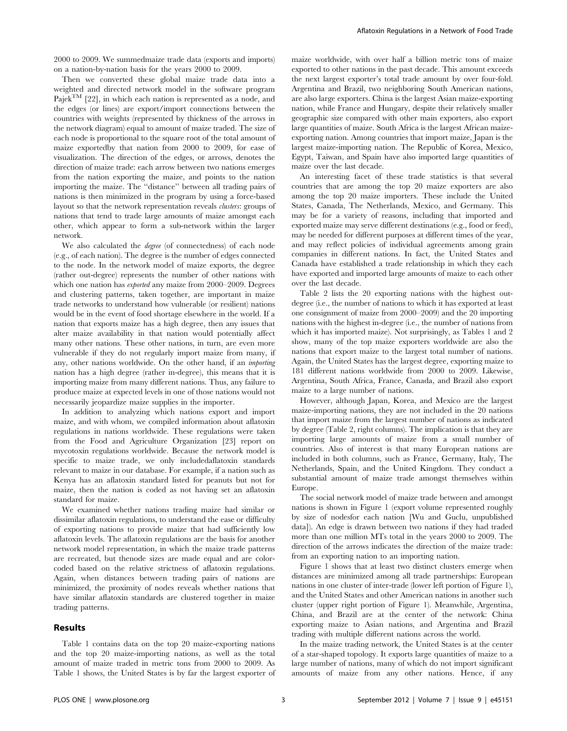2000 to 2009. We summedmaize trade data (exports and imports) on a nation-by-nation basis for the years 2000 to 2009.

Then we converted these global maize trade data into a weighted and directed network model in the software program Pajek[TM] [22], in which each nation is represented as a node, and the edges (or lines) are export/import connections between the countries with weights (represented by thickness of the arrows in the network diagram) equal to amount of maize traded. The size of each node is proportional to the square root of the total amount of maize exportedby that nation from 2000 to 2009, for ease of visualization. The direction of the edges, or arrows, denotes the direction of maize trade: each arrow between two nations emerges from the nation exporting the maize, and points to the nation importing the maize. The "distance" between all trading pairs of nations is then minimized in the program by using a force-based layout so that the network representation reveals *clusters*: groups of nations that tend to trade large amounts of maize amongst each other, which appear to form a sub-network within the larger network.

We also calculated the *degree* (of connectedness) of each node (e.g., of each nation). The degree is the number of edges connected to the node. In the network model of maize exports, the degree (rather out-degree) represents the number of other nations with which one nation has *exported* any maize from 2000–2009. Degrees and clustering patterns, taken together, are important in maize trade networks to understand how vulnerable (or resilient) nations would be in the event of food shortage elsewhere in the world. If a nation that exports maize has a high degree, then any issues that alter maize availability in that nation would potentially affect many other nations. These other nations, in turn, are even more vulnerable if they do not regularly import maize from many, if any, other nations worldwide. On the other hand, if an *importing* nation has a high degree (rather in-degree), this means that it is importing maize from many different nations. Thus, any failure to produce maize at expected levels in one of those nations would not necessarily jeopardize maize supplies in the importer.

In addition to analyzing which nations export and import maize, and with whom, we compiled information about aflatoxin regulations in nations worldwide. These regulations were taken from the Food and Agriculture Organization [23] report on mycotoxin regulations worldwide. Because the network model is specific to maize trade, we only includedaflatoxin standards relevant to maize in our database. For example, if a nation such as Kenya has an aflatoxin standard listed for peanuts but not for maize, then the nation is coded as not having set an aflatoxin standard for maize.

We examined whether nations trading maize had similar or dissimilar aflatoxin regulations, to understand the ease or difficulty of exporting nations to provide maize that had sufficiently low aflatoxin levels. The aflatoxin regulations are the basis for another network model representation, in which the maize trade patterns are recreated, but thenode sizes are made equal and are color-coded based on the relative strictness of aflatoxin regulations. Again, when distances between trading pairs of nations are minimized, the proximity of nodes reveals whether nations that have similar aflatoxin standards are clustered together in maize trading patterns.

## Results

Table 1 contains data on the top 20 maize-exporting nations and the top 20 maize-importing nations, as well as the total amount of maize traded in metric tons from 2000 to 2009. As Table 1 shows, the United States is by far the largest exporter of maize worldwide, with over half a billion metric tons of maize exported to other nations in the past decade. This amount exceeds the next largest exporter's total trade amount by over four-fold. Argentina and Brazil, two neighboring South American nations, are also large exporters. China is the largest Asian maize-exporting nation, while France and Hungary, despite their relatively smaller geographic size compared with other main exporters, also export large quantities of maize. South Africa is the largest African maize-exporting nation. Among countries that import maize, Japan is the largest maize-importing nation. The Republic of Korea, Mexico, Egypt, Taiwan, and Spain have also imported large quantities of maize over the last decade.

An interesting facet of these trade statistics is that several countries that are among the top 20 maize exporters are also among the top 20 maize importers. These include the United States, Canada, The Netherlands, Mexico, and Germany. This may be for a variety of reasons, including that imported and exported maize may serve different destinations (e.g., food or feed), may be needed for different purposes at different times of the year, and may reflect policies of individual agreements among grain companies in different nations. In fact, the United States and Canada have established a trade relationship in which they each have exported and imported large amounts of maize to each other over the last decade.

Table 2 lists the 20 exporting nations with the highest out-degree (i.e., the number of nations to which it has exported at least one consignment of maize from 2000–2009) and the 20 importing nations with the highest in-degree (i.e., the number of nations from which it has imported maize). Not surprisingly, as Tables 1 and 2 show, many of the top maize exporters worldwide are also the nations that export maize to the largest total number of nations. Again, the United States has the largest degree, exporting maize to 181 different nations worldwide from 2000 to 2009. Likewise, Argentina, South Africa, France, Canada, and Brazil also export maize to a large number of nations.

However, although Japan, Korea, and Mexico are the largest maize-importing nations, they are not included in the 20 nations that import maize from the largest number of nations as indicated by degree (Table 2, right columns). The implication is that they are importing large amounts of maize from a small number of countries. Also of interest is that many European nations are included in both columns, such as France, Germany, Italy, The Netherlands, Spain, and the United Kingdom. They conduct a substantial amount of maize trade amongst themselves within Europe.

The social network model of maize trade between and amongst nations is shown in Figure 1 (export volume represented roughly by size of nodesfor each nation [Wu and Guclu, unpublished data]). An edge is drawn between two nations if they had traded more than one million MTs total in the years 2000 to 2009. The direction of the arrows indicates the direction of the maize trade: from an exporting nation to an importing nation.

Figure 1 shows that at least two distinct clusters emerge when distances are minimized among all trade partnerships: European nations in one cluster of inter-trade (lower left portion of Figure 1), and the United States and other American nations in another such cluster (upper right portion of Figure 1). Meanwhile, Argentina, China, and Brazil are at the center of the network: China exporting maize to Asian nations, and Argentina and Brazil trading with multiple different nations across the world.

In the maize trading network, the United States is at the center of a star-shaped topology. It exports large quantities of maize to a large number of nations, many of which do not import significant amounts of maize from any other nations. Hence, if any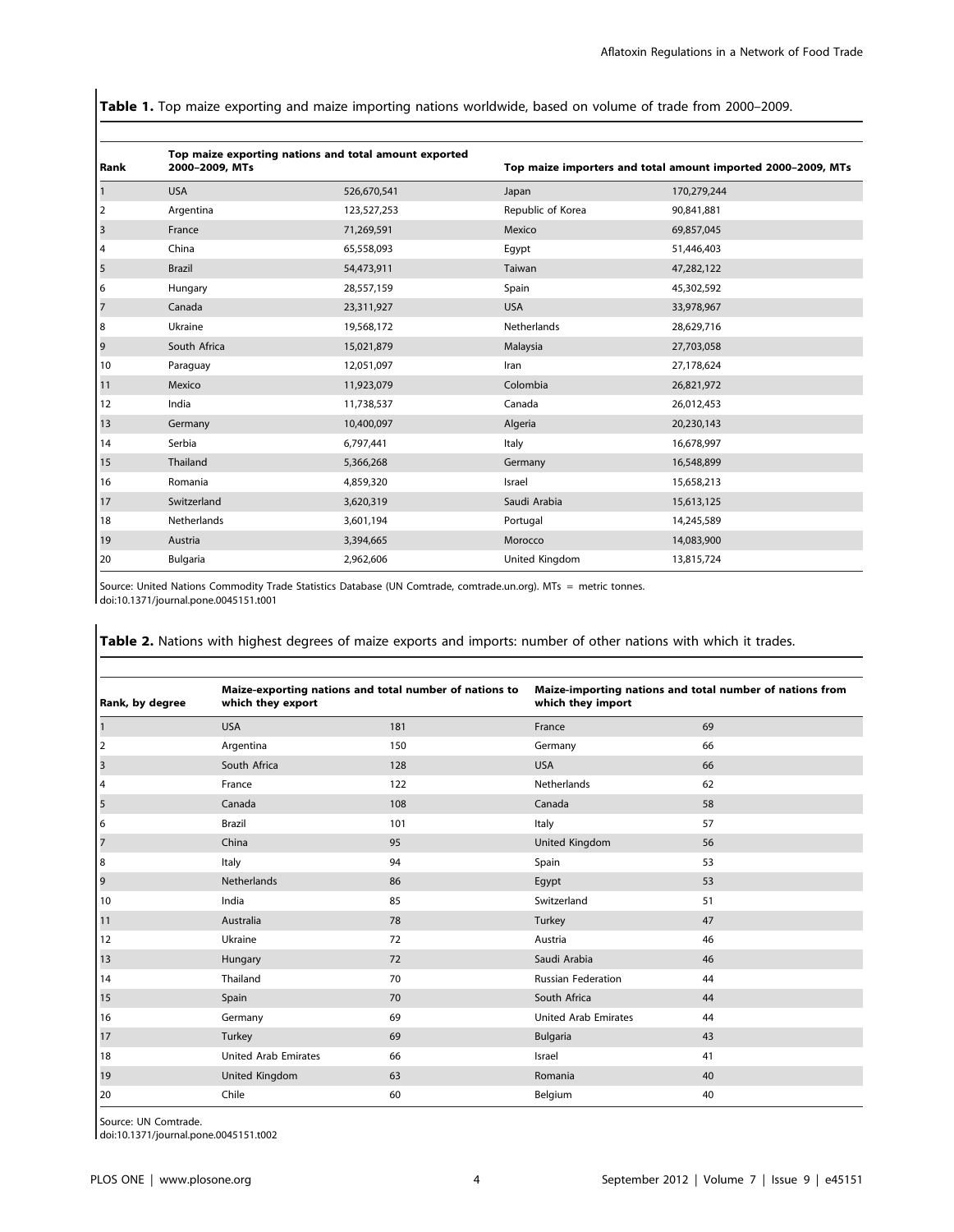**Table 1.** Top maize exporting and maize importing nations worldwide, based on volume of trade from 2000–2009.

| Rank | Top maize exporting nations and total amount exported 2000–2009, MTs | | Top maize importers and total amount imported 2000–2009, MTs | |
|---|---|---|---|---|
| 1 | USA | 526,670,541 | Japan | 170,279,244 |
| 2 | Argentina | 123,527,253 | Republic of Korea | 90,841,881 |
| 3 | France | 71,269,591 | Mexico | 69,857,045 |
| 4 | China | 65,558,093 | Egypt | 51,446,403 |
| 5 | Brazil | 54,473,911 | Taiwan | 47,282,122 |
| 6 | Hungary | 28,557,159 | Spain | 45,302,592 |
| 7 | Canada | 23,311,927 | USA | 33,978,967 |
| 8 | Ukraine | 19,568,172 | Netherlands | 28,629,716 |
| 9 | South Africa | 15,021,879 | Malaysia | 27,703,058 |
| 10 | Paraguay | 12,051,097 | Iran | 27,178,624 |
| 11 | Mexico | 11,923,079 | Colombia | 26,821,972 |
| 12 | India | 11,738,537 | Canada | 26,012,453 |
| 13 | Germany | 10,400,097 | Algeria | 20,230,143 |
| 14 | Serbia | 6,797,441 | Italy | 16,678,997 |
| 15 | Thailand | 5,366,268 | Germany | 16,548,899 |
| 16 | Romania | 4,859,320 | Israel | 15,658,213 |
| 17 | Switzerland | 3,620,319 | Saudi Arabia | 15,613,125 |
| 18 | Netherlands | 3,601,194 | Portugal | 14,245,589 |
| 19 | Austria | 3,394,665 | Morocco | 14,083,900 |
| 20 | Bulgaria | 2,962,606 | United Kingdom | 13,815,724 |

Source: United Nations Commodity Trade Statistics Database (UN Comtrade, comtrade.un.org). MTs = metric tonnes.
doi:10.1371/journal.pone.0045151.t001

**Table 2.** Nations with highest degrees of maize exports and imports: number of other nations with which it trades.

| Rank, by degree | Maize-exporting nations and total number of nations to which they export | | Maize-importing nations and total number of nations from which they import | |
|---|---|---|---|---|
| 1 | USA | 181 | France | 69 |
| 2 | Argentina | 150 | Germany | 66 |
| 3 | South Africa | 128 | USA | 66 |
| 4 | France | 122 | Netherlands | 62 |
| 5 | Canada | 108 | Canada | 58 |
| 6 | Brazil | 101 | Italy | 57 |
| 7 | China | 95 | United Kingdom | 56 |
| 8 | Italy | 94 | Spain | 53 |
| 9 | Netherlands | 86 | Egypt | 53 |
| 10 | India | 85 | Switzerland | 51 |
| 11 | Australia | 78 | Turkey | 47 |
| 12 | Ukraine | 72 | Austria | 46 |
| 13 | Hungary | 72 | Saudi Arabia | 46 |
| 14 | Thailand | 70 | Russian Federation | 44 |
| 15 | Spain | 70 | South Africa | 44 |
| 16 | Germany | 69 | United Arab Emirates | 44 |
| 17 | Turkey | 69 | Bulgaria | 43 |
| 18 | United Arab Emirates | 66 | Israel | 41 |
| 19 | United Kingdom | 63 | Romania | 40 |
| 20 | Chile | 60 | Belgium | 40 |

Source: UN Comtrade.
doi:10.1371/journal.pone.0045151.t002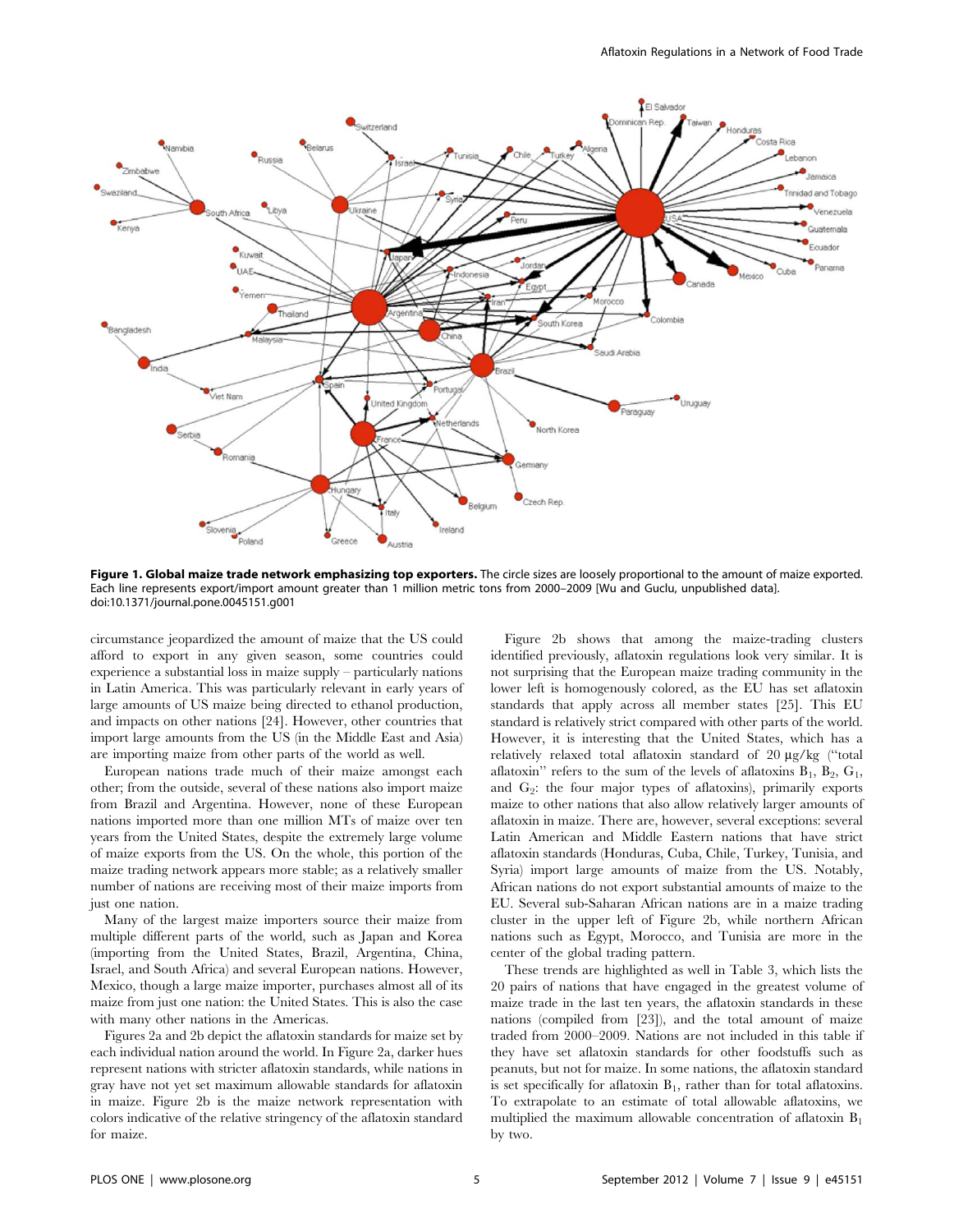**Figure 1. Global maize trade network emphasizing top exporters.** The circle sizes are loosely proportional to the amount of maize exported. Each line represents export/import amount greater than 1 million metric tons from 2000–2009 [Wu and Guclu, unpublished data]. doi:10.1371/journal.pone.0045151.g001

circumstance jeopardized the amount of maize that the US could afford to export in any given season, some countries could experience a substantial loss in maize supply – particularly nations in Latin America. This was particularly relevant in early years of large amounts of US maize being directed to ethanol production, and impacts on other nations [24]. However, other countries that import large amounts from the US (in the Middle East and Asia) are importing maize from other parts of the world as well.

European nations trade much of their maize amongst each other; from the outside, several of these nations also import maize from Brazil and Argentina. However, none of these European nations imported more than one million MTs of maize over ten years from the United States, despite the extremely large volume of maize exports from the US. On the whole, this portion of the maize trading network appears more stable; as a relatively smaller number of nations are receiving most of their maize imports from just one nation.

Many of the largest maize importers source their maize from multiple different parts of the world, such as Japan and Korea (importing from the United States, Brazil, Argentina, China, Israel, and South Africa) and several European nations. However, Mexico, though a large maize importer, purchases almost all of its maize from just one nation: the United States. This is also the case with many other nations in the Americas.

Figures 2a and 2b depict the aflatoxin standards for maize set by each individual nation around the world. In Figure 2a, darker hues represent nations with stricter aflatoxin standards, while nations in gray have not yet set maximum allowable standards for aflatoxin in maize. Figure 2b is the maize network representation with colors indicative of the relative stringency of the aflatoxin standard for maize.

Figure 2b shows that among the maize-trading clusters identified previously, aflatoxin regulations look very similar. It is not surprising that the European maize trading community in the lower left is homogenously colored, as the EU has set aflatoxin standards that apply across all member states [25]. This EU standard is relatively strict compared with other parts of the world. However, it is interesting that the United States, which has a relatively relaxed total aflatoxin standard of 20 μg/kg ("total aflatoxin" refers to the sum of the levels of aflatoxins $B_1$, $B_2$, $G_1$, and $G_2$: the four major types of aflatoxins), primarily exports maize to other nations that also allow relatively larger amounts of aflatoxin in maize. There are, however, several exceptions: several Latin American and Middle Eastern nations that have strict aflatoxin standards (Honduras, Cuba, Chile, Turkey, Tunisia, and Syria) import large amounts of maize from the US. Notably, African nations do not export substantial amounts of maize to the EU. Several sub-Saharan African nations are in a maize trading cluster in the upper left of Figure 2b, while northern African nations such as Egypt, Morocco, and Tunisia are more in the center of the global trading pattern.

These trends are highlighted as well in Table 3, which lists the 20 pairs of nations that have engaged in the greatest volume of maize trade in the last ten years, the aflatoxin standards in these nations (compiled from [23]), and the total amount of maize traded from 2000–2009. Nations are not included in this table if they have set aflatoxin standards for other foodstuffs such as peanuts, but not for maize. In some nations, the aflatoxin standard is set specifically for aflatoxin $B_1$, rather than for total aflatoxins. To extrapolate to an estimate of total allowable aflatoxins, we multiplied the maximum allowable concentration of aflatoxin $B_1$ by two.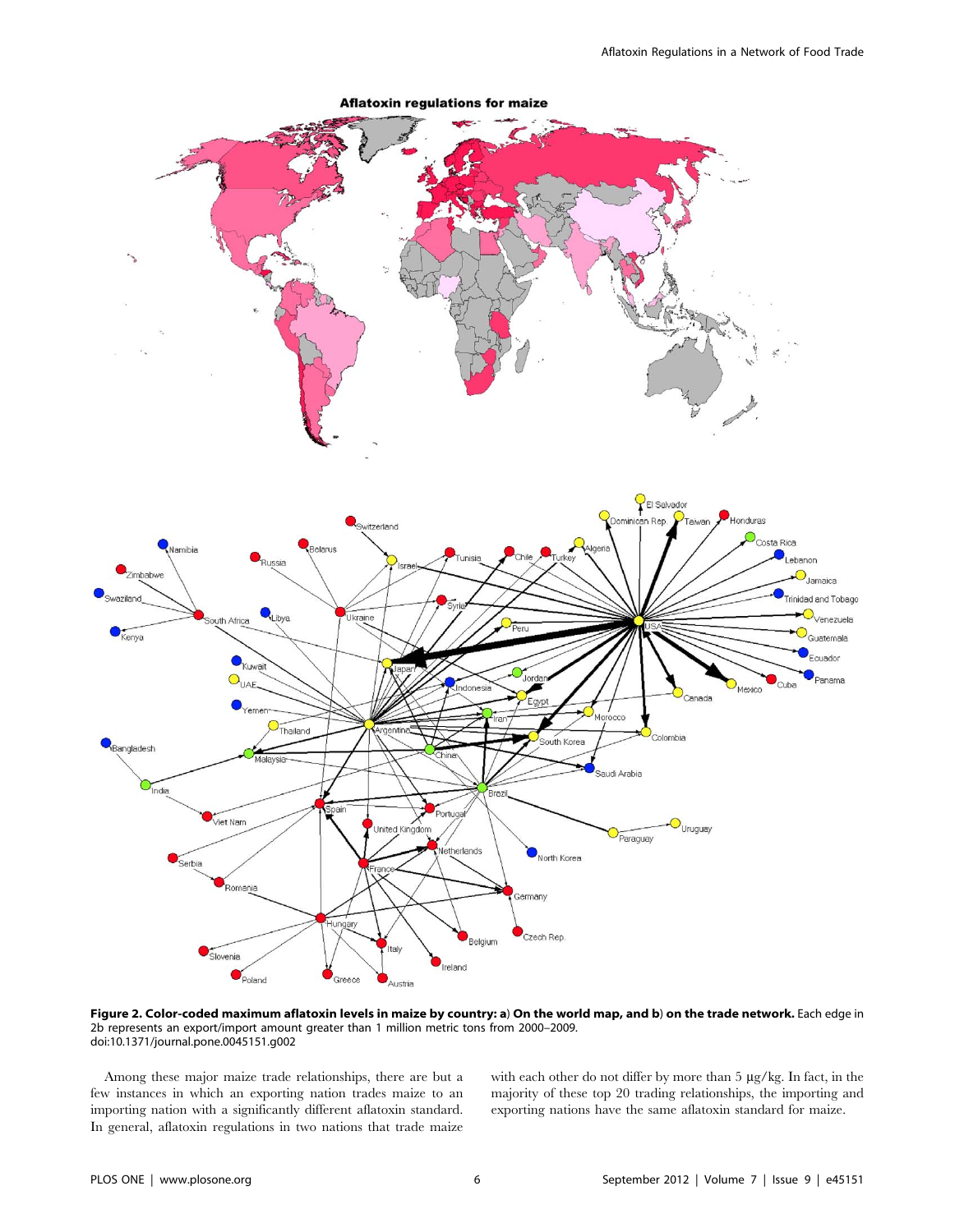**Figure 2. Color-coded maximum aflatoxin levels in maize by country: a) On the world map, and b) on the trade network.** Each edge in 2b represents an export/import amount greater than 1 million metric tons from 2000–2009.
doi:10.1371/journal.pone.0045151.g002

Among these major maize trade relationships, there are but a few instances in which an exporting nation trades maize to an importing nation with a significantly different aflatoxin standard. In general, aflatoxin regulations in two nations that trade maize with each other do not differ by more than 5 μg/kg. In fact, in the majority of these top 20 trading relationships, the importing and exporting nations have the same aflatoxin standard for maize.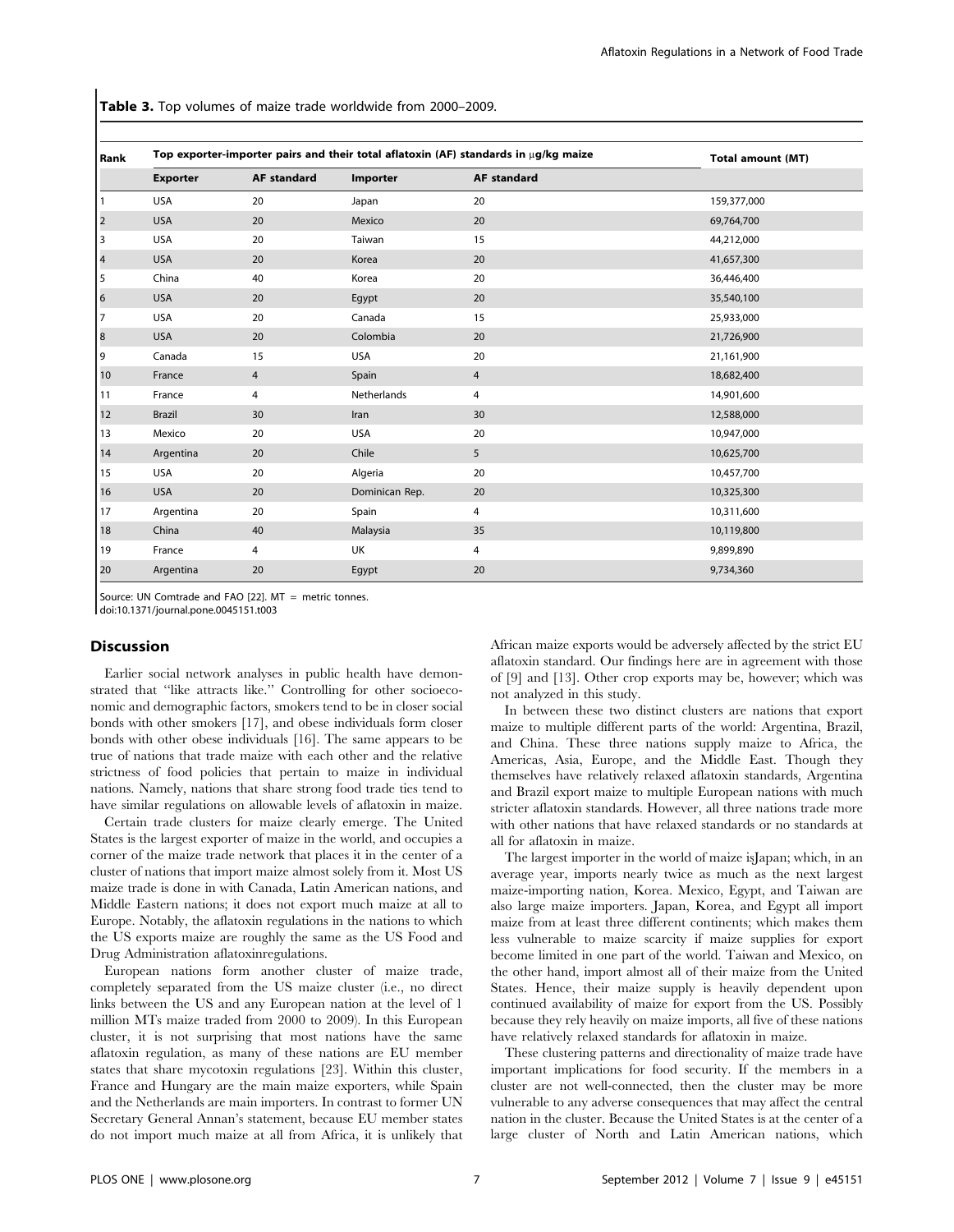**Table 3.** Top volumes of maize trade worldwide from 2000–2009.

| Rank | Top exporter-importer pairs and their total aflatoxin (AF) standards in μg/kg maize | | | | Total amount (MT) |
|---|---|---|---|---|---|
| | Exporter | AF standard | Importer | AF standard | |
| 1 | USA | 20 | Japan | 20 | 159,377,000 |
| 2 | USA | 20 | Mexico | 20 | 69,764,700 |
| 3 | USA | 20 | Taiwan | 15 | 44,212,000 |
| 4 | USA | 20 | Korea | 20 | 41,657,300 |
| 5 | China | 40 | Korea | 20 | 36,446,400 |
| 6 | USA | 20 | Egypt | 20 | 35,540,100 |
| 7 | USA | 20 | Canada | 15 | 25,933,000 |
| 8 | USA | 20 | Colombia | 20 | 21,726,900 |
| 9 | Canada | 15 | USA | 20 | 21,161,900 |
| 10 | France | 4 | Spain | 4 | 18,682,400 |
| 11 | France | 4 | Netherlands | 4 | 14,901,600 |
| 12 | Brazil | 30 | Iran | 30 | 12,588,000 |
| 13 | Mexico | 20 | USA | 20 | 10,947,000 |
| 14 | Argentina | 20 | Chile | 5 | 10,625,700 |
| 15 | USA | 20 | Algeria | 20 | 10,457,700 |
| 16 | USA | 20 | Dominican Rep. | 20 | 10,325,300 |
| 17 | Argentina | 20 | Spain | 4 | 10,311,600 |
| 18 | China | 40 | Malaysia | 35 | 10,119,800 |
| 19 | France | 4 | UK | 4 | 9,899,890 |
| 20 | Argentina | 20 | Egypt | 20 | 9,734,360 |

Source: UN Comtrade and FAO [22]. MT = metric tonnes.
doi:10.1371/journal.pone.0045151.t003

## Discussion

Earlier social network analyses in public health have demonstrated that "like attracts like." Controlling for other socioeconomic and demographic factors, smokers tend to be in closer social bonds with other smokers [17], and obese individuals form closer bonds with other obese individuals [16]. The same appears to be true of nations that trade maize with each other and the relative strictness of food policies that pertain to maize in individual nations. Namely, nations that share strong food trade ties tend to have similar regulations on allowable levels of aflatoxin in maize.

Certain trade clusters for maize clearly emerge. The United States is the largest exporter of maize in the world, and occupies a corner of the maize trade network that places it in the center of a cluster of nations that import maize almost solely from it. Most US maize trade is done in with Canada, Latin American nations, and Middle Eastern nations; it does not export much maize at all to Europe. Notably, the aflatoxin regulations in the nations to which the US exports maize are roughly the same as the US Food and Drug Administration aflatoxinregulations.

European nations form another cluster of maize trade, completely separated from the US maize cluster (i.e., no direct links between the US and any European nation at the level of 1 million MTs maize traded from 2000 to 2009). In this European cluster, it is not surprising that most nations have the same aflatoxin regulation, as many of these nations are EU member states that share mycotoxin regulations [23]. Within this cluster, France and Hungary are the main maize exporters, while Spain and the Netherlands are main importers. In contrast to former UN Secretary General Annan's statement, because EU member states do not import much maize at all from Africa, it is unlikely that African maize exports would be adversely affected by the strict EU aflatoxin standard. Our findings here are in agreement with those of [9] and [13]. Other crop exports may be, however; which was not analyzed in this study.

In between these two distinct clusters are nations that export maize to multiple different parts of the world: Argentina, Brazil, and China. These three nations supply maize to Africa, the Americas, Asia, Europe, and the Middle East. Though they themselves have relatively relaxed aflatoxin standards, Argentina and Brazil export maize to multiple European nations with much stricter aflatoxin standards. However, all three nations trade more with other nations that have relaxed standards or no standards at all for aflatoxin in maize.

The largest importer in the world of maize isJapan; which, in an average year, imports nearly twice as much as the next largest maize-importing nation, Korea. Mexico, Egypt, and Taiwan are also large maize importers. Japan, Korea, and Egypt all import maize from at least three different continents; which makes them less vulnerable to maize scarcity if maize supplies for export become limited in one part of the world. Taiwan and Mexico, on the other hand, import almost all of their maize from the United States. Hence, their maize supply is heavily dependent upon continued availability of maize for export from the US. Possibly because they rely heavily on maize imports, all five of these nations have relatively relaxed standards for aflatoxin in maize.

These clustering patterns and directionality of maize trade have important implications for food security. If the members in a cluster are not well-connected, then the cluster may be more vulnerable to any adverse consequences that may affect the central nation in the cluster. Because the United States is at the center of a large cluster of North and Latin American nations, which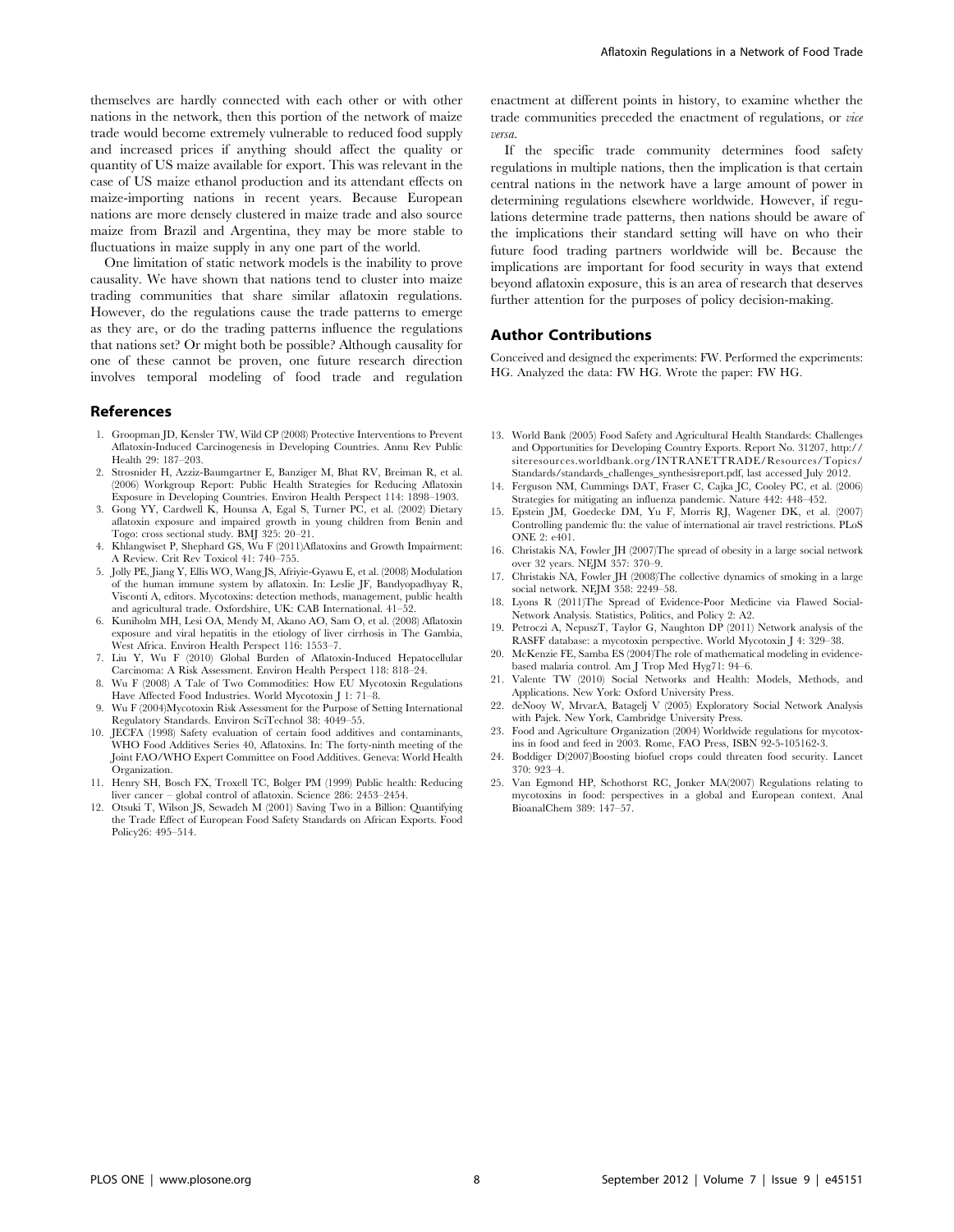themselves are hardly connected with each other or with other nations in the network, then this portion of the network of maize trade would become extremely vulnerable to reduced food supply and increased prices if anything should affect the quality or quantity of US maize available for export. This was relevant in the case of US maize ethanol production and its attendant effects on maize-importing nations in recent years. Because European nations are more densely clustered in maize trade and also source maize from Brazil and Argentina, they may be more stable to fluctuations in maize supply in any one part of the world.

One limitation of static network models is the inability to prove causality. We have shown that nations tend to cluster into maize trading communities that share similar aflatoxin regulations. However, do the regulations cause the trade patterns to emerge as they are, or do the trading patterns influence the regulations that nations set? Or might both be possible? Although causality for one of these cannot be proven, one future research direction involves temporal modeling of food trade and regulation enactment at different points in history, to examine whether the trade communities preceded the enactment of regulations, or *vice versa*.

If the specific trade community determines food safety regulations in multiple nations, then the implication is that certain central nations in the network have a large amount of power in determining regulations elsewhere worldwide. However, if regulations determine trade patterns, then nations should be aware of the implications their standard setting will have on who their future food trading partners worldwide will be. Because the implications are important for food security in ways that extend beyond aflatoxin exposure, this is an area of research that deserves further attention for the purposes of policy decision-making.

## Author Contributions

Conceived and designed the experiments: FW. Performed the experiments: HG. Analyzed the data: FW HG. Wrote the paper: FW HG.

## References

1. Groopman JD, Kensler TW, Wild CP (2008) Protective Interventions to Prevent Aflatoxin-Induced Carcinogenesis in Developing Countries. Annu Rev Public Health 29: 187–203.
2. Strosnider H, Azziz-Baumgartner E, Banziger M, Bhat RV, Breiman R, et al. (2006) Workgroup Report: Public Health Strategies for Reducing Aflatoxin Exposure in Developing Countries. Environ Health Perspect 114: 1898–1903.
3. Gong YY, Cardwell K, Hounsa A, Egal S, Turner PC, et al. (2002) Dietary aflatoxin exposure and impaired growth in young children from Benin and Togo: cross sectional study. BMJ 325: 20–21.
4. Khlangwiset P, Shephard GS, Wu F (2011)Aflatoxins and Growth Impairment: A Review. Crit Rev Toxicol 41: 740–755.
5. Jolly PE, Jiang Y, Ellis WO, Wang JS, Afriyie-Gyawu E, et al. (2008) Modulation of the human immune system by aflatoxin. In: Leslie JF, Bandyopadhyay R, Visconti A, editors. Mycotoxins: detection methods, management, public health and agricultural trade. Oxfordshire, UK: CAB International. 41–52.
6. Kuniholm MH, Lesi OA, Mendy M, Akano AO, Sam O, et al. (2008) Aflatoxin exposure and viral hepatitis in the etiology of liver cirrhosis in The Gambia, West Africa. Environ Health Perspect 116: 1553–7.
7. Liu Y, Wu F (2010) Global Burden of Aflatoxin-Induced Hepatocellular Carcinoma: A Risk Assessment. Environ Health Perspect 118: 818–24.
8. Wu F (2008) A Tale of Two Commodities: How EU Mycotoxin Regulations Have Affected Food Industries. World Mycotoxin J 1: 71–8.
9. Wu F (2004)Mycotoxin Risk Assessment for the Purpose of Setting International Regulatory Standards. Environ SciTechnol 38: 4049–55.
10. JECFA (1998) Safety evaluation of certain food additives and contaminants, WHO Food Additives Series 40, Aflatoxins. In: The forty-ninth meeting of the Joint FAO/WHO Expert Committee on Food Additives. Geneva: World Health Organization.
11. Henry SH, Bosch FX, Troxell TC, Bolger PM (1999) Public health: Reducing liver cancer – global control of aflatoxin. Science 286: 2453–2454.
12. Otsuki T, Wilson JS, Sewadeh M (2001) Saving Two in a Billion: Quantifying the Trade Effect of European Food Safety Standards on African Exports. Food Policy26: 495–514.
13. World Bank (2005) Food Safety and Agricultural Health Standards: Challenges and Opportunities for Developing Country Exports. Report No. 31207, http://siteresources.worldbank.org/INTRANETTRADE/Resources/Topics/Standards/standards_challenges_synthesisreport.pdf, last accessed July 2012.
14. Ferguson NM, Cummings DAT, Fraser C, Cajka JC, Cooley PC, et al. (2006) Strategies for mitigating an influenza pandemic. Nature 442: 448–452.
15. Epstein JM, Goedecke DM, Yu F, Morris RJ, Wagener DK, et al. (2007) Controlling pandemic flu: the value of international air travel restrictions. PLoS ONE 2: e401.
16. Christakis NA, Fowler JH (2007)The spread of obesity in a large social network over 32 years. NEJM 357: 370–9.
17. Christakis NA, Fowler JH (2008)The collective dynamics of smoking in a large social network. NEJM 358: 2249–58.
18. Lyons R (2011)The Spread of Evidence-Poor Medicine via Flawed Social-Network Analysis. Statistics, Politics, and Policy 2: A2.
19. Petroczi A, NepuszT, Taylor G, Naughton DP (2011) Network analysis of the RASFF database: a mycotoxin perspective. World Mycotoxin J 4: 329–38.
20. McKenzie FE, Samba ES (2004)The role of mathematical modeling in evidence-based malaria control. Am J Trop Med Hyg71: 94–6.
21. Valente TW (2010) Social Networks and Health: Models, Methods, and Applications. New York: Oxford University Press.
22. deNooy W, MrvarA, Batagelj V (2005) Exploratory Social Network Analysis with Pajek. New York, Cambridge University Press.
23. Food and Agriculture Organization (2004) Worldwide regulations for mycotoxins in food and feed in 2003. Rome, FAO Press, ISBN 92-5-105162-3.
24. Boddiger D(2007)Boosting biofuel crops could threaten food security. Lancet 370: 923–4.
25. Van Egmond HP, Schothorst RC, Jonker MA(2007) Regulations relating to mycotoxins in food: perspectives in a global and European context. Anal BioanalChem 389: 147–57.